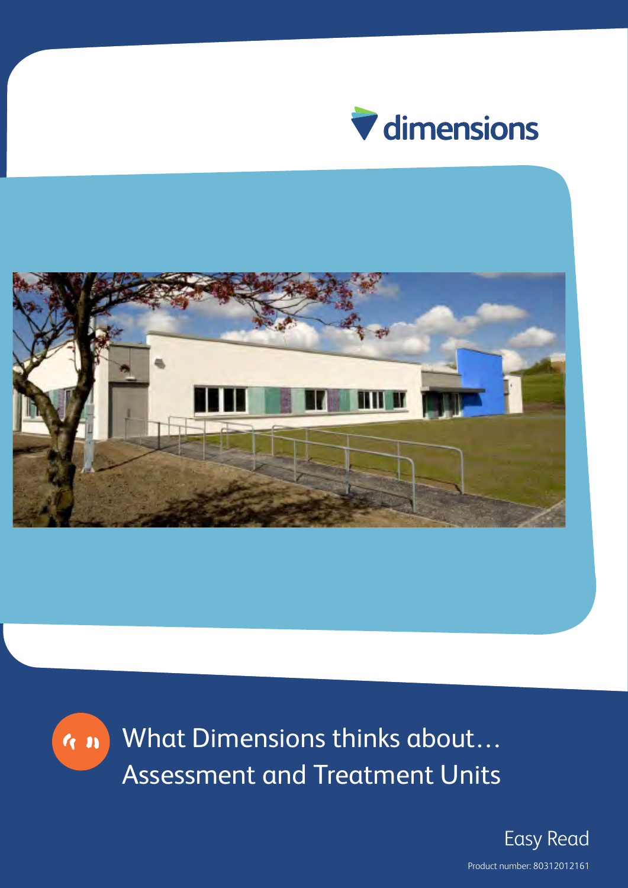dimensions

# What Dimensions thinks about… Assessment and Treatment Units

Easy Read

Product number: 80312012161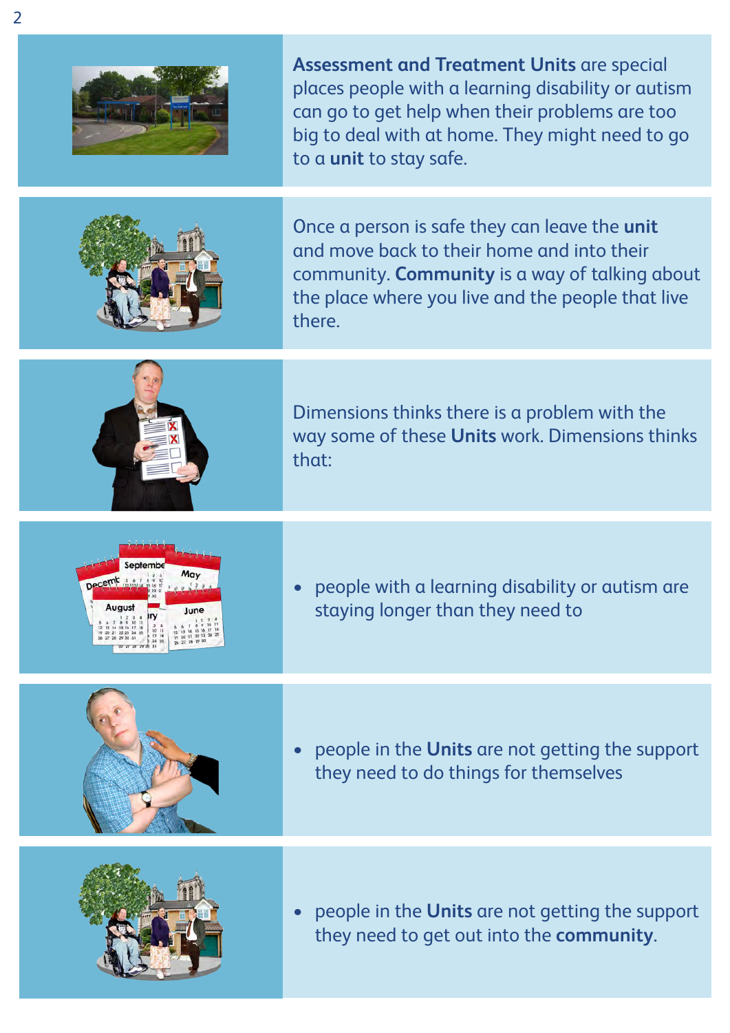**Assessment and Treatment Units** are special places people with a learning disability or autism can go to get help when their problems are too big to deal with at home. They might need to go to a **unit** to stay safe.

Once a person is safe they can leave the **unit** and move back to their home and into their community. **Community** is a way of talking about the place where you live and the people that live there.

Dimensions thinks there is a problem with the way some of these **Units** work. Dimensions thinks that:

- people with a learning disability or autism are staying longer than they need to
- people in the **Units** are not getting the support they need to do things for themselves
- people in the **Units** are not getting the support they need to get out into the **community**.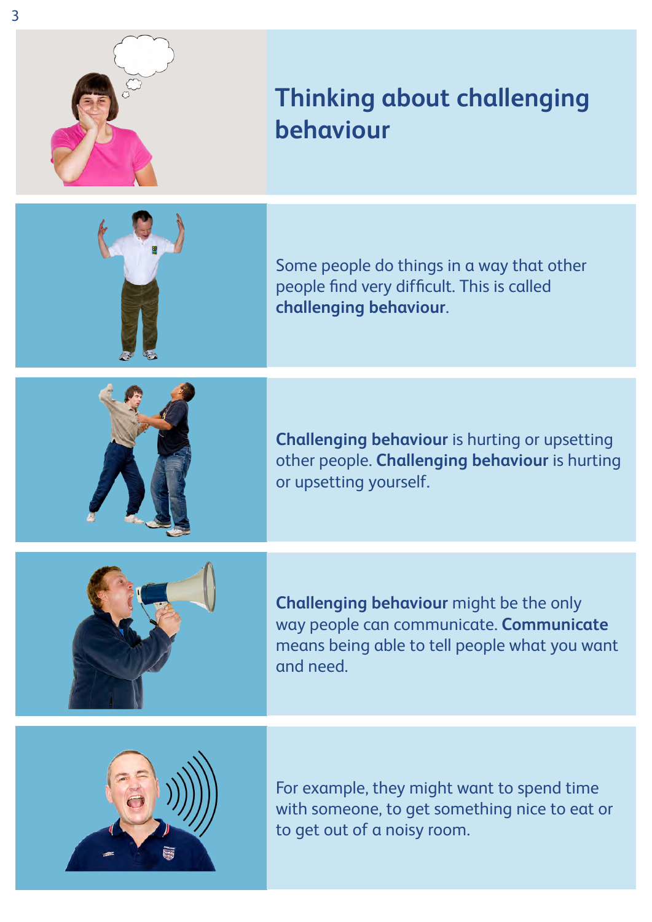# Thinking about challenging behaviour

Some people do things in a way that other people find very difficult. This is called **challenging behaviour**.

**Challenging behaviour** is hurting or upsetting other people. **Challenging behaviour** is hurting or upsetting yourself.

**Challenging behaviour** might be the only way people can communicate. **Communicate** means being able to tell people what you want and need.

For example, they might want to spend time with someone, to get something nice to eat or to get out of a noisy room.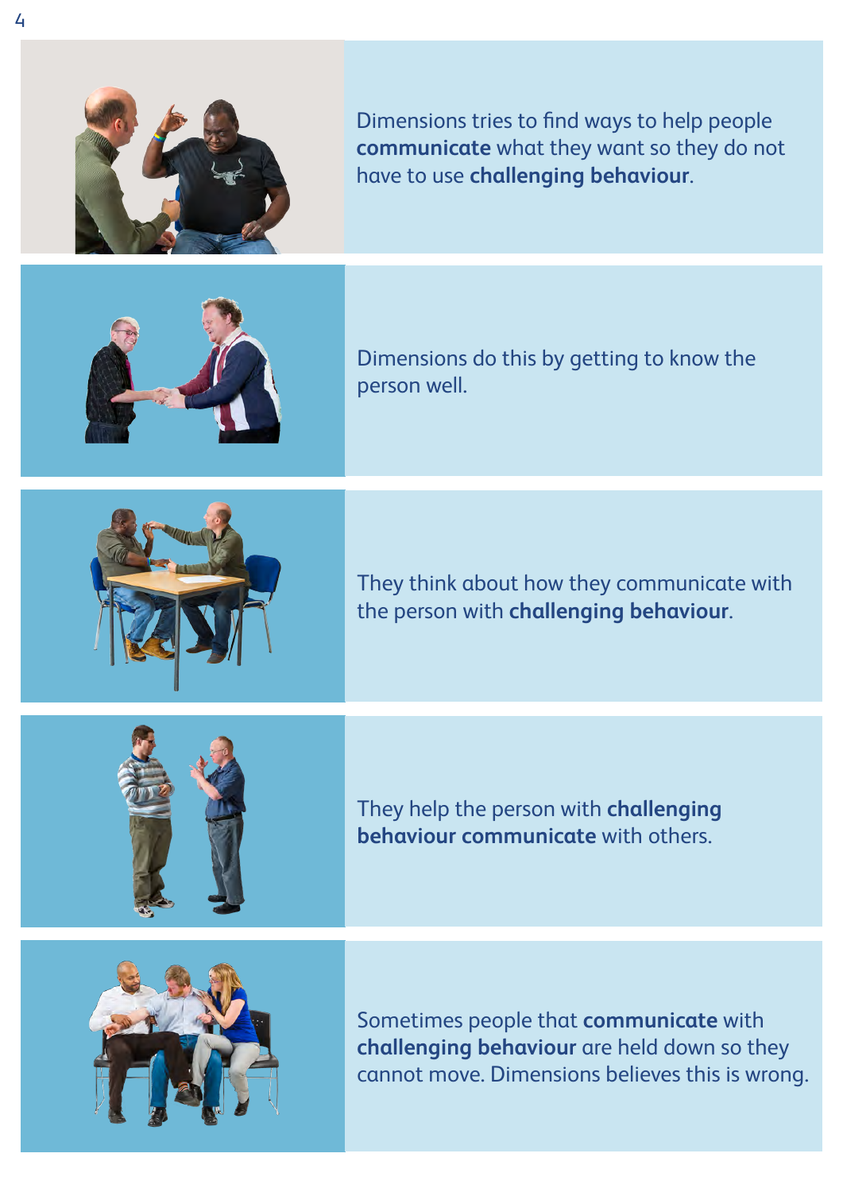Dimensions tries to find ways to help people **communicate** what they want so they do not have to use **challenging behaviour**.

Dimensions do this by getting to know the person well.

They think about how they communicate with the person with **challenging behaviour**.

They help the person with **challenging behaviour communicate** with others.

Sometimes people that **communicate** with **challenging behaviour** are held down so they cannot move. Dimensions believes this is wrong.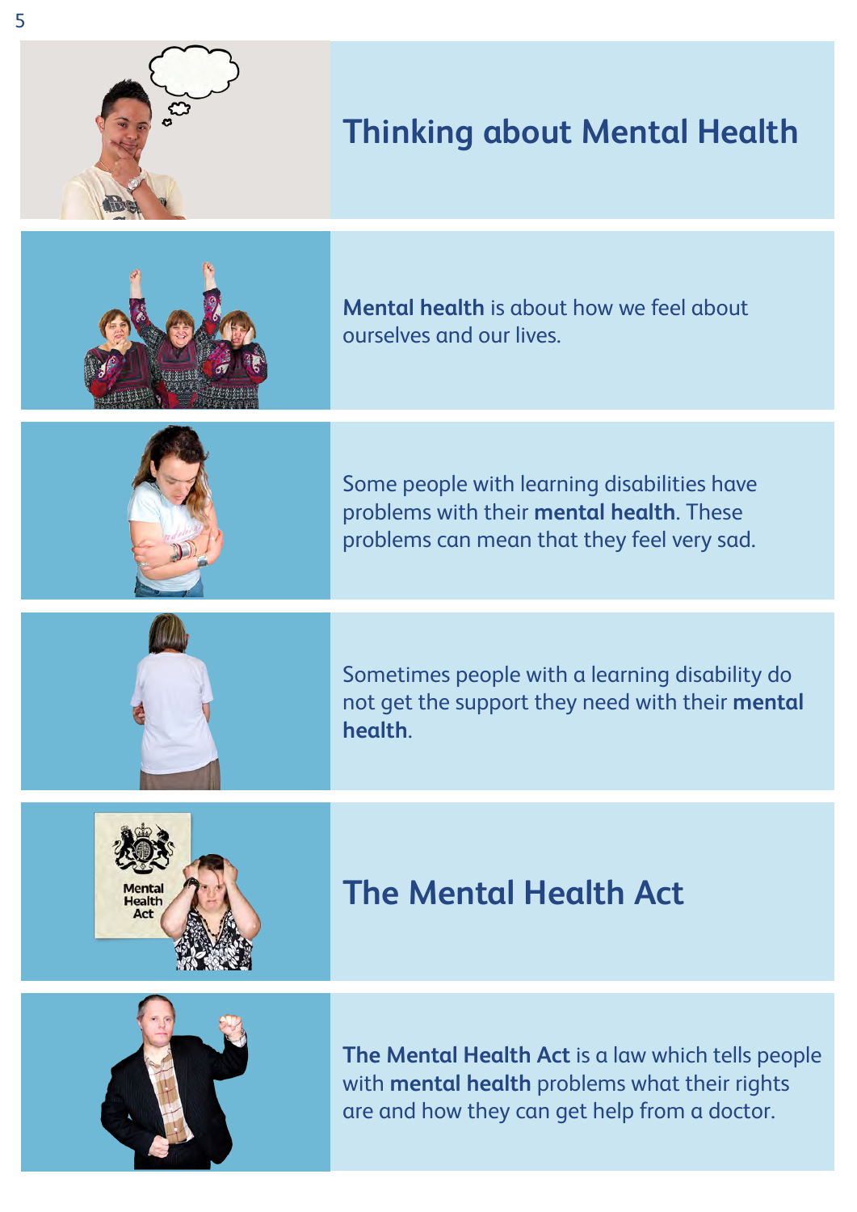## Thinking about Mental Health

**Mental health** is about how we feel about ourselves and our lives.

Some people with learning disabilities have problems with their **mental health**. These problems can mean that they feel very sad.

Sometimes people with a learning disability do not get the support they need with their **mental health**.

## The Mental Health Act

**The Mental Health Act** is a law which tells people with **mental health** problems what their rights are and how they can get help from a doctor.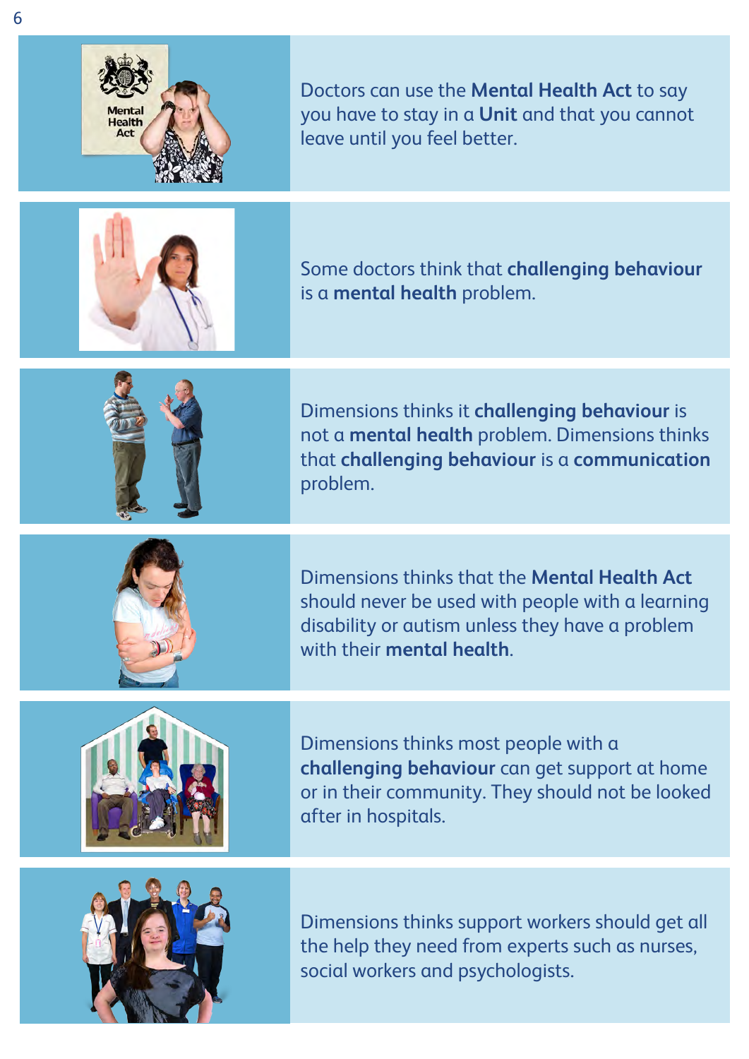Doctors can use the **Mental Health Act** to say you have to stay in a **Unit** and that you cannot leave until you feel better.

Some doctors think that **challenging behaviour** is a **mental health** problem.

Dimensions thinks it **challenging behaviour** is not a **mental health** problem. Dimensions thinks that **challenging behaviour** is a **communication** problem.

Dimensions thinks that the **Mental Health Act** should never be used with people with a learning disability or autism unless they have a problem with their **mental health**.

Dimensions thinks most people with a **challenging behaviour** can get support at home or in their community. They should not be looked after in hospitals.

Dimensions thinks support workers should get all the help they need from experts such as nurses, social workers and psychologists.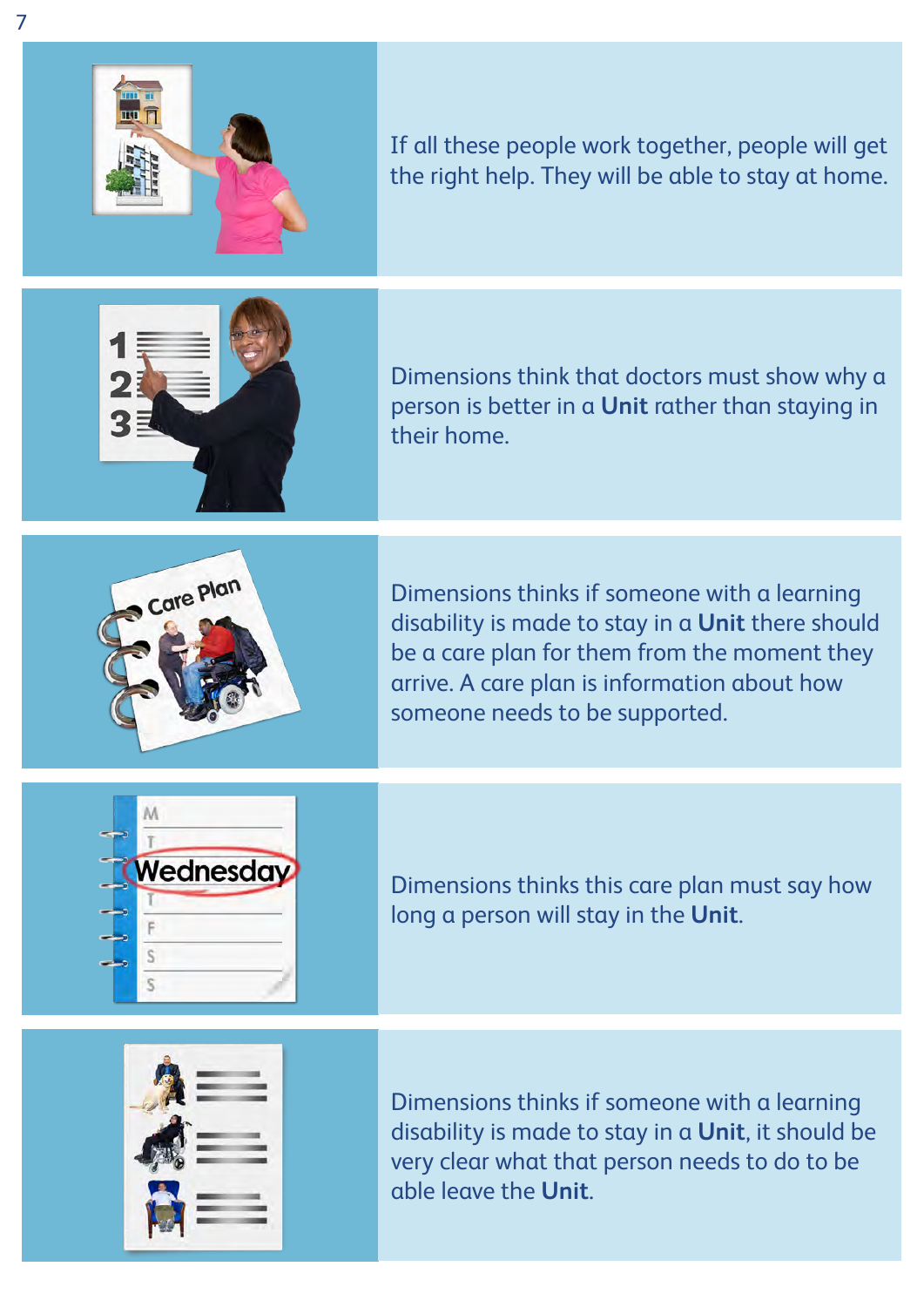If all these people work together, people will get the right help. They will be able to stay at home.

Dimensions think that doctors must show why a person is better in a **Unit** rather than staying in their home.

Dimensions thinks if someone with a learning disability is made to stay in a **Unit** there should be a care plan for them from the moment they arrive. A care plan is information about how someone needs to be supported.

Dimensions thinks this care plan must say how long a person will stay in the **Unit**.

Dimensions thinks if someone with a learning disability is made to stay in a **Unit**, it should be very clear what that person needs to do to be able leave the **Unit**.